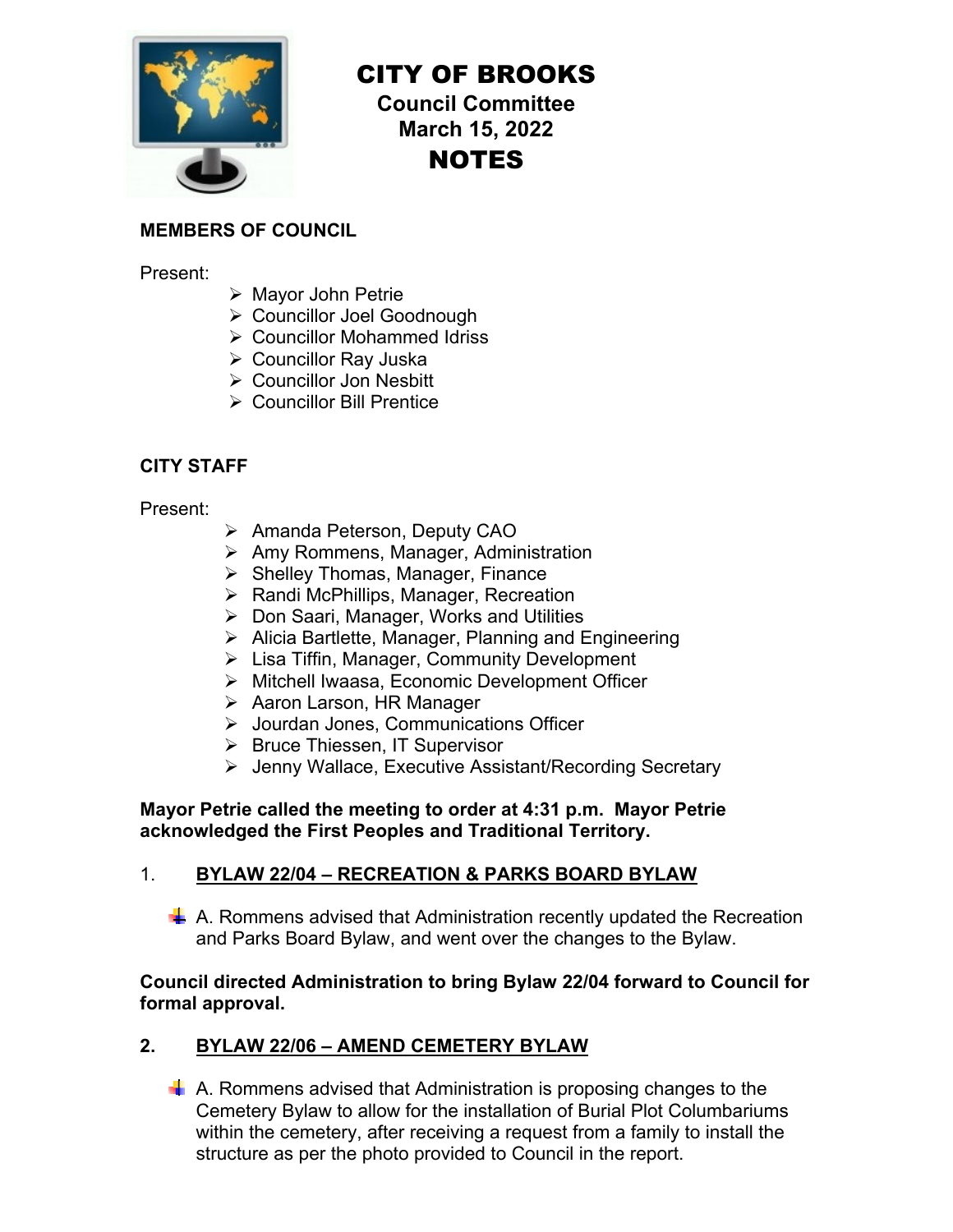# CITY OF BROOKS

## Council Committee

## March 15, 2022

# NOTES

**MEMBERS OF COUNCIL**

Present:

- Mayor John Petrie
- Councillor Joel Goodnough
- Councillor Mohammed Idriss
- Councillor Ray Juska
- Councillor Jon Nesbitt
- Councillor Bill Prentice

**CITY STAFF**

Present:

- Amanda Peterson, Deputy CAO
- Amy Rommens, Manager, Administration
- Shelley Thomas, Manager, Finance
- Randi McPhillips, Manager, Recreation
- Don Saari, Manager, Works and Utilities
- Alicia Bartlette, Manager, Planning and Engineering
- Lisa Tiffin, Manager, Community Development
- Mitchell Iwaasa, Economic Development Officer
- Aaron Larson, HR Manager
- Jourdan Jones, Communications Officer
- Bruce Thiessen, IT Supervisor
- Jenny Wallace, Executive Assistant/Recording Secretary

**Mayor Petrie called the meeting to order at 4:31 p.m. Mayor Petrie acknowledged the First Peoples and Traditional Territory.**

1. **BYLAW 22/04 – RECREATION & PARKS BOARD BYLAW**

- A. Rommens advised that Administration recently updated the Recreation and Parks Board Bylaw, and went over the changes to the Bylaw.

**Council directed Administration to bring Bylaw 22/04 forward to Council for formal approval.**

2. **BYLAW 22/06 – AMEND CEMETERY BYLAW**

- A. Rommens advised that Administration is proposing changes to the Cemetery Bylaw to allow for the installation of Burial Plot Columbariums within the cemetery, after receiving a request from a family to install the structure as per the photo provided to Council in the report.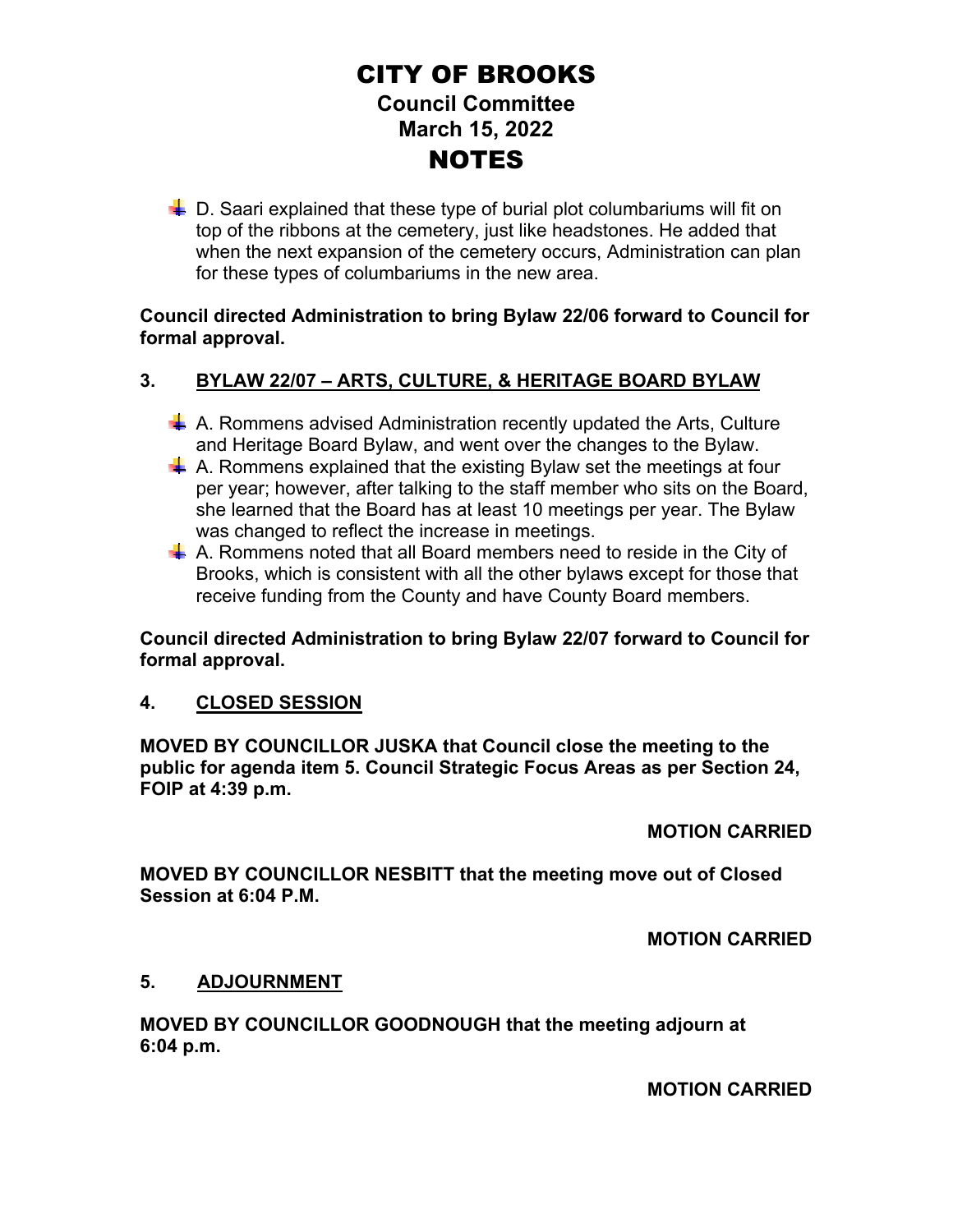# CITY OF BROOKS

## Council Committee

## March 15, 2022

## NOTES

- D. Saari explained that these type of burial plot columbariums will fit on top of the ribbons at the cemetery, just like headstones. He added that when the next expansion of the cemetery occurs, Administration can plan for these types of columbariums in the new area.

**Council directed Administration to bring Bylaw 22/06 forward to Council for formal approval.**

### 3. BYLAW 22/07 – ARTS, CULTURE, & HERITAGE BOARD BYLAW

- A. Rommens advised Administration recently updated the Arts, Culture and Heritage Board Bylaw, and went over the changes to the Bylaw.
- A. Rommens explained that the existing Bylaw set the meetings at four per year; however, after talking to the staff member who sits on the Board, she learned that the Board has at least 10 meetings per year. The Bylaw was changed to reflect the increase in meetings.
- A. Rommens noted that all Board members need to reside in the City of Brooks, which is consistent with all the other bylaws except for those that receive funding from the County and have County Board members.

**Council directed Administration to bring Bylaw 22/07 forward to Council for formal approval.**

### 4. CLOSED SESSION

**MOVED BY COUNCILLOR JUSKA that Council close the meeting to the public for agenda item 5. Council Strategic Focus Areas as per Section 24, FOIP at 4:39 p.m.**

**MOTION CARRIED**

**MOVED BY COUNCILLOR NESBITT that the meeting move out of Closed Session at 6:04 P.M.**

**MOTION CARRIED**

### 5. ADJOURNMENT

**MOVED BY COUNCILLOR GOODNOUGH that the meeting adjourn at 6:04 p.m.**

**MOTION CARRIED**